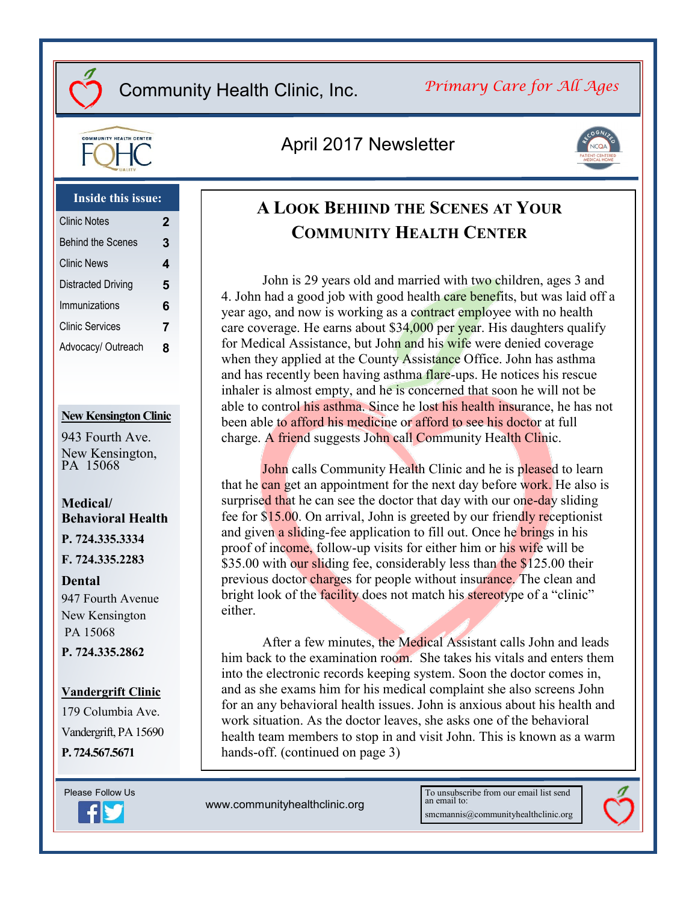# Community Health Clinic, Inc.

*Primary Care for All Ages*

## April 2017 Newsletter

**Inside this issue:**

| | |
|---|---|
| Clinic Notes | 2 |
| Behind the Scenes | 3 |
| Clinic News | 4 |
| Distracted Driving | 5 |
| Immunizations | 6 |
| Clinic Services | 7 |
| Advocacy/ Outreach | 8 |

**New Kensington Clinic**

943 Fourth Ave.
New Kensington, PA 15068

**Medical/ Behavioral Health**

**P. 724.335.3334**

**F. 724.335.2283**

**Dental**

947 Fourth Avenue
New Kensington
PA 15068

**P. 724.335.2862**

**Vandergrift Clinic**

179 Columbia Ave.
Vandergrift, PA 15690

**P. 724.567.5671**

## A Look Behiind the Scenes at Your Community Health Center

John is 29 years old and married with two children, ages 3 and 4. John had a good job with good health care benefits, but was laid off a year ago, and now is working as a contract employee with no health care coverage. He earns about $34,000 per year. His daughters qualify for Medical Assistance, but John and his wife were denied coverage when they applied at the County Assistance Office. John has asthma and has recently been having asthma flare-ups. He notices his rescue inhaler is almost empty, and he is concerned that soon he will not be able to control his asthma. Since he lost his health insurance, he has not been able to afford his medicine or afford to see his doctor at full charge. A friend suggests John call Community Health Clinic.

John calls Community Health Clinic and he is pleased to learn that he can get an appointment for the next day before work. He also is surprised that he can see the doctor that day with our one-day sliding fee for $15.00. On arrival, John is greeted by our friendly receptionist and given a sliding-fee application to fill out. Once he brings in his proof of income, follow-up visits for either him or his wife will be $35.00 with our sliding fee, considerably less than the $125.00 their previous doctor charges for people without insurance. The clean and bright look of the facility does not match his stereotype of a "clinic" either.

After a few minutes, the Medical Assistant calls John and leads him back to the examination room. She takes his vitals and enters them into the electronic records keeping system. Soon the doctor comes in, and as she exams him for his medical complaint she also screens John for an any behavioral health issues. John is anxious about his health and work situation. As the doctor leaves, she asks one of the behavioral health team members to stop in and visit John. This is known as a warm hands-off. (continued on page 3)

Please Follow Us

www.communityhealthclinic.org

To unsubscribe from our email list send an email to: smcmannis@communityhealthclinic.org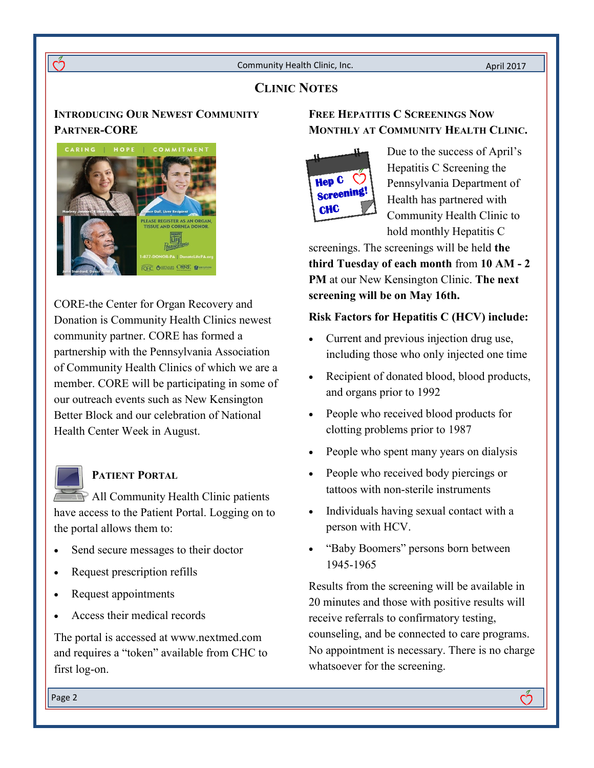# Clinic Notes

## Introducing Our Newest Community Partner-CORE

CORE-the Center for Organ Recovery and Donation is Community Health Clinics newest community partner. CORE has formed a partnership with the Pennsylvania Association of Community Health Clinics of which we are a member. CORE will be participating in some of our outreach events such as New Kensington Better Block and our celebration of National Health Center Week in August.

## Patient Portal

All Community Health Clinic patients have access to the Patient Portal. Logging on to the portal allows them to:

- Send secure messages to their doctor
- Request prescription refills
- Request appointments
- Access their medical records

The portal is accessed at www.nextmed.com and requires a "token" available from CHC to first log-on.

## Free Hepatitis C Screenings Now Monthly at Community Health Clinic.

Due to the success of April's Hepatitis C Screening the Pennsylvania Department of Health has partnered with Community Health Clinic to hold monthly Hepatitis C screenings. The screenings will be held **the third Tuesday of each month** from **10 AM - 2 PM** at our New Kensington Clinic. **The next screening will be on May 16th.**

**Risk Factors for Hepatitis C (HCV) include:**

- Current and previous injection drug use, including those who only injected one time
- Recipient of donated blood, blood products, and organs prior to 1992
- People who received blood products for clotting problems prior to 1987
- People who spent many years on dialysis
- People who received body piercings or tattoos with non-sterile instruments
- Individuals having sexual contact with a person with HCV.
- "Baby Boomers" persons born between 1945-1965

Results from the screening will be available in 20 minutes and those with positive results will receive referrals to confirmatory testing, counseling, and be connected to care programs. No appointment is necessary. There is no charge whatsoever for the screening.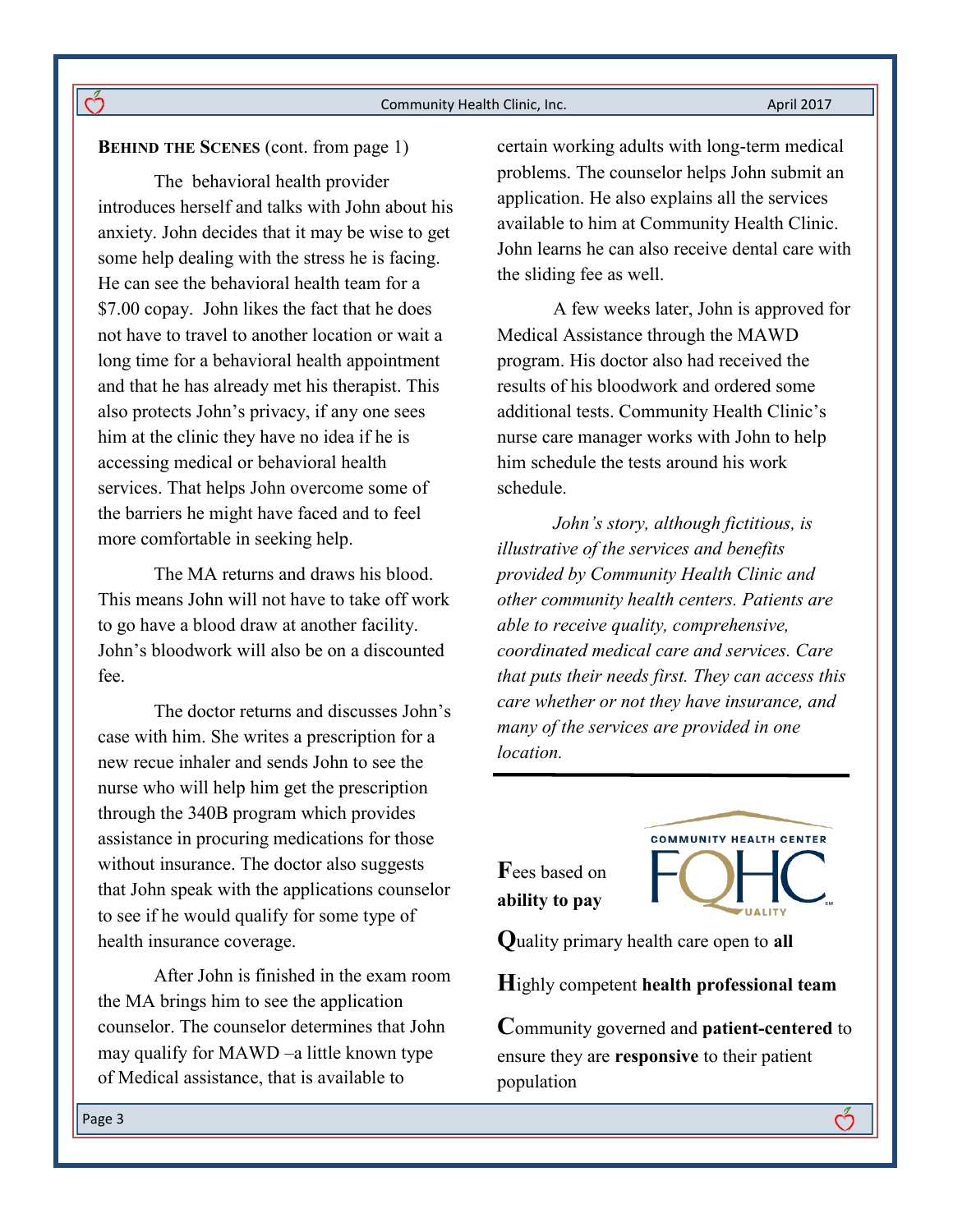**BEHIND THE SCENES** (cont. from page 1)

The behavioral health provider introduces herself and talks with John about his anxiety. John decides that it may be wise to get some help dealing with the stress he is facing. He can see the behavioral health team for a $7.00 copay. John likes the fact that he does not have to travel to another location or wait a long time for a behavioral health appointment and that he has already met his therapist. This also protects John's privacy, if any one sees him at the clinic they have no idea if he is accessing medical or behavioral health services. That helps John overcome some of the barriers he might have faced and to feel more comfortable in seeking help.

The MA returns and draws his blood. This means John will not have to take off work to go have a blood draw at another facility. John's bloodwork will also be on a discounted fee.

The doctor returns and discusses John's case with him. She writes a prescription for a new recue inhaler and sends John to see the nurse who will help him get the prescription through the 340B program which provides assistance in procuring medications for those without insurance. The doctor also suggests that John speak with the applications counselor to see if he would qualify for some type of health insurance coverage.

After John is finished in the exam room the MA brings him to see the application counselor. The counselor determines that John may qualify for MAWD –a little known type of Medical assistance, that is available to certain working adults with long-term medical problems. The counselor helps John submit an application. He also explains all the services available to him at Community Health Clinic. John learns he can also receive dental care with the sliding fee as well.

A few weeks later, John is approved for Medical Assistance through the MAWD program. His doctor also had received the results of his bloodwork and ordered some additional tests. Community Health Clinic's nurse care manager works with John to help him schedule the tests around his work schedule.

*John's story, although fictitious, is illustrative of the services and benefits provided by Community Health Clinic and other community health centers. Patients are able to receive quality, comprehensive, coordinated medical care and services. Care that puts their needs first. They can access this care whether or not they have insurance, and many of the services are provided in one location.*

---

COMMUNITY HEALTH CENTER FQHC QUALITY

**F**ees based on **ability to pay**

**Q**uality primary health care open to **all**

**H**ighly competent **health professional team**

**C**ommunity governed and **patient-centered** to ensure they are **responsive** to their patient population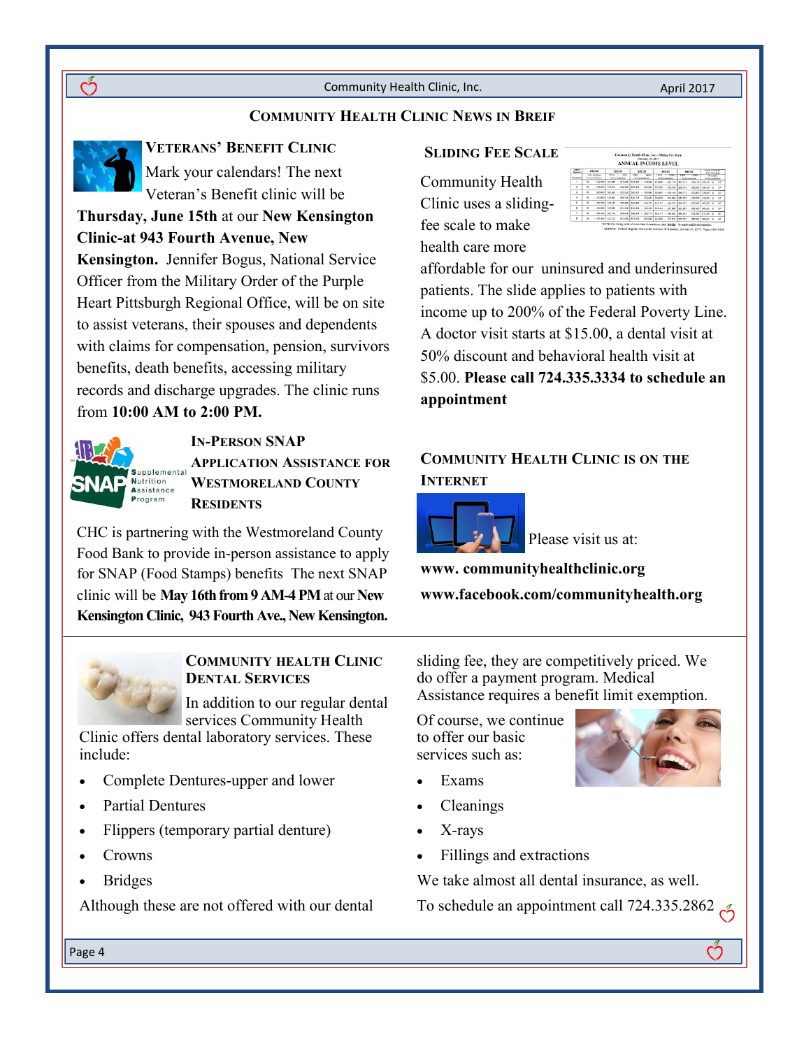# Community Health Clinic News in Breif

## Veterans' Benefit Clinic

Mark your calendars! The next Veteran's Benefit clinic will be **Thursday, June 15th** at our **New Kensington Clinic-at 943 Fourth Avenue, New Kensington.** Jennifer Bogus, National Service Officer from the Military Order of the Purple Heart Pittsburgh Regional Office, will be on site to assist veterans, their spouses and dependents with claims for compensation, pension, survivors benefits, death benefits, accessing military records and discharge upgrades. The clinic runs from **10:00 AM to 2:00 PM.**

## In-Person SNAP Application Assistance for Westmoreland County Residents

CHC is partnering with the Westmoreland County Food Bank to provide in-person assistance to apply for SNAP (Food Stamps) benefits The next SNAP clinic will be **May 16th from 9 AM-4 PM** at our **New Kensington Clinic, 943 Fourth Ave., New Kensington.**

## Sliding Fee Scale

Community Health Clinic uses a sliding-fee scale to make health care more affordable for our uninsured and underinsured patients. The slide applies to patients with income up to 200% of the Federal Poverty Line. A doctor visit starts at $15.00, a dental visit at 50% discount and behavioral health visit at $5.00. **Please call 724.335.3334 to schedule an appointment**

## Community Health Clinic is on the Internet

Please visit us at:

**www. communityhealthclinic.org**

**www.facebook.com/communityhealth.org**

## Community Health Clinic Dental Services

In addition to our regular dental services Community Health Clinic offers dental laboratory services. These include:

- Complete Dentures-upper and lower
- Partial Dentures
- Flippers (temporary partial denture)
- Crowns
- Bridges

Although these are not offered with our dental sliding fee, they are competitively priced. We do offer a payment program. Medical Assistance requires a benefit limit exemption.

Of course, we continue to offer our basic services such as:

- Exams
- Cleanings
- X-rays
- Fillings and extractions

We take almost all dental insurance, as well.

To schedule an appointment call 724.335.2862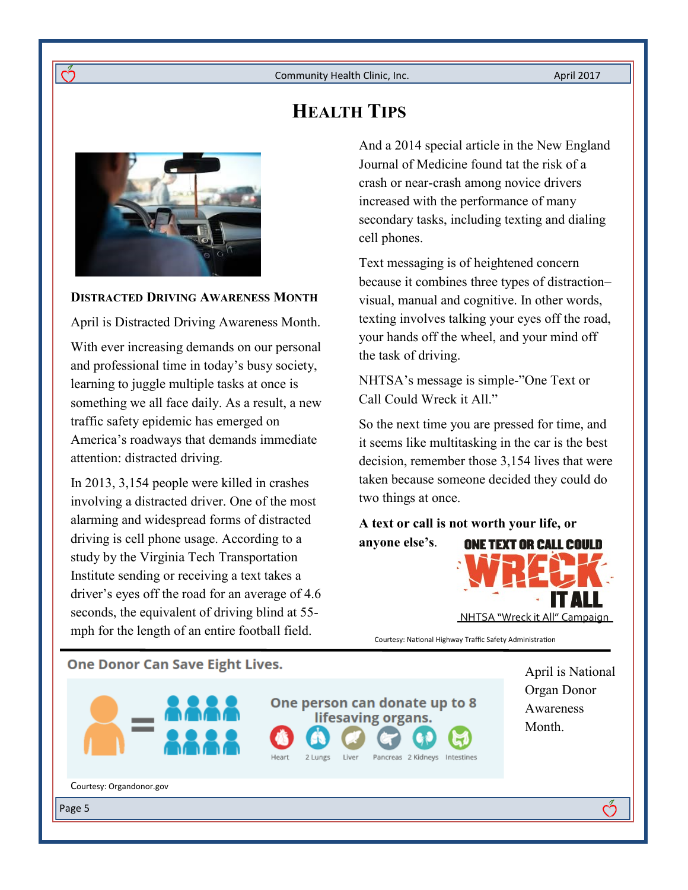# Health Tips

## Distracted Driving Awareness Month

April is Distracted Driving Awareness Month.

With ever increasing demands on our personal and professional time in today's busy society, learning to juggle multiple tasks at once is something we all face daily. As a result, a new traffic safety epidemic has emerged on America's roadways that demands immediate attention: distracted driving.

In 2013, 3,154 people were killed in crashes involving a distracted driver. One of the most alarming and widespread forms of distracted driving is cell phone usage. According to a study by the Virginia Tech Transportation Institute sending or receiving a text takes a driver's eyes off the road for an average of 4.6 seconds, the equivalent of driving blind at 55-mph for the length of an entire football field.

And a 2014 special article in the New England Journal of Medicine found tat the risk of a crash or near-crash among novice drivers increased with the performance of many secondary tasks, including texting and dialing cell phones.

Text messaging is of heightened concern because it combines three types of distraction–visual, manual and cognitive. In other words, texting involves talking your eyes off the road, your hands off the wheel, and your mind off the task of driving.

NHTSA's message is simple-"One Text or Call Could Wreck it All."

So the next time you are pressed for time, and it seems like multitasking in the car is the best decision, remember those 3,154 lives that were taken because someone decided they could do two things at once.

**A text or call is not worth your life, or anyone else's**.

ONE TEXT OR CALL COULD WRECK IT ALL

NHTSA "Wreck it All" Campaign

Courtesy: National Highway Traffic Safety Administration

## One Donor Can Save Eight Lives.

One person can donate up to 8 lifesaving organs.

Heart, 2 Lungs, Liver, Pancreas, 2 Kidneys, Intestines

Courtesy: Organdonor.gov

April is National Organ Donor Awareness Month.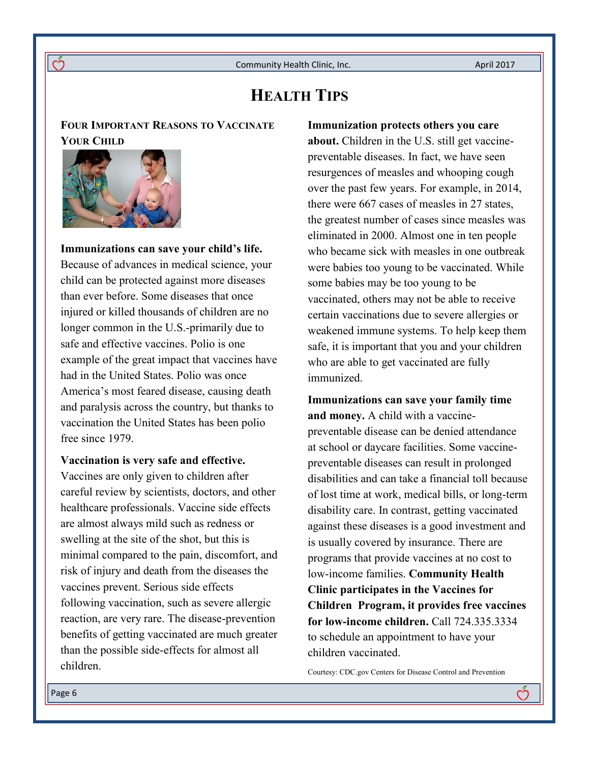# HEALTH TIPS

## FOUR IMPORTANT REASONS TO VACCINATE YOUR CHILD

**Immunizations can save your child's life.** Because of advances in medical science, your child can be protected against more diseases than ever before. Some diseases that once injured or killed thousands of children are no longer common in the U.S.-primarily due to safe and effective vaccines. Polio is one example of the great impact that vaccines have had in the United States. Polio was once America's most feared disease, causing death and paralysis across the country, but thanks to vaccination the United States has been polio free since 1979.

**Vaccination is very safe and effective.** Vaccines are only given to children after careful review by scientists, doctors, and other healthcare professionals. Vaccine side effects are almost always mild such as redness or swelling at the site of the shot, but this is minimal compared to the pain, discomfort, and risk of injury and death from the diseases the vaccines prevent. Serious side effects following vaccination, such as severe allergic reaction, are very rare. The disease-prevention benefits of getting vaccinated are much greater than the possible side-effects for almost all children.

**Immunization protects others you care about.** Children in the U.S. still get vaccine-preventable diseases. In fact, we have seen resurgences of measles and whooping cough over the past few years. For example, in 2014, there were 667 cases of measles in 27 states, the greatest number of cases since measles was eliminated in 2000. Almost one in ten people who became sick with measles in one outbreak were babies too young to be vaccinated. While some babies may be too young to be vaccinated, others may not be able to receive certain vaccinations due to severe allergies or weakened immune systems. To help keep them safe, it is important that you and your children who are able to get vaccinated are fully immunized.

**Immunizations can save your family time and money.** A child with a vaccine-preventable disease can be denied attendance at school or daycare facilities. Some vaccine-preventable diseases can result in prolonged disabilities and can take a financial toll because of lost time at work, medical bills, or long-term disability care. In contrast, getting vaccinated against these diseases is a good investment and is usually covered by insurance. There are programs that provide vaccines at no cost to low-income families. **Community Health Clinic participates in the Vaccines for Children Program, it provides free vaccines for low-income children.** Call 724.335.3334 to schedule an appointment to have your children vaccinated.

Courtesy: CDC.gov Centers for Disease Control and Prevention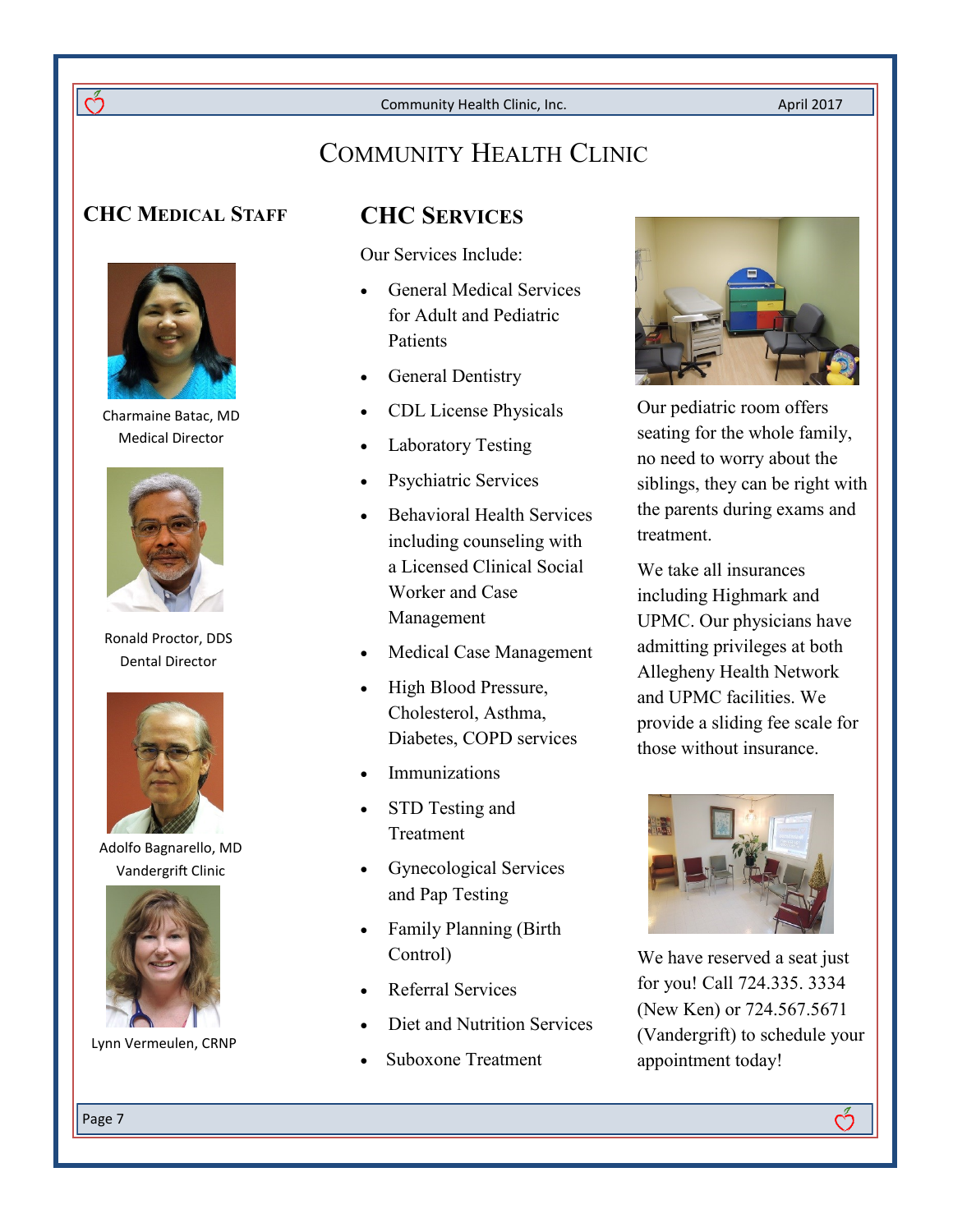# Community Health Clinic

## CHC Medical Staff

Charmaine Batac, MD
Medical Director

Ronald Proctor, DDS
Dental Director

Adolfo Bagnarello, MD
Vandergrift Clinic

Lynn Vermeulen, CRNP

## CHC Services

Our Services Include:

- General Medical Services for Adult and Pediatric Patients
- General Dentistry
- CDL License Physicals
- Laboratory Testing
- Psychiatric Services
- Behavioral Health Services including counseling with a Licensed Clinical Social Worker and Case Management
- Medical Case Management
- High Blood Pressure, Cholesterol, Asthma, Diabetes, COPD services
- Immunizations
- STD Testing and Treatment
- Gynecological Services and Pap Testing
- Family Planning (Birth Control)
- Referral Services
- Diet and Nutrition Services
- Suboxone Treatment

Our pediatric room offers seating for the whole family, no need to worry about the siblings, they can be right with the parents during exams and treatment.

We take all insurances including Highmark and UPMC. Our physicians have admitting privileges at both Allegheny Health Network and UPMC facilities. We provide a sliding fee scale for those without insurance.

We have reserved a seat just for you! Call 724.335. 3334 (New Ken) or 724.567.5671 (Vandergrift) to schedule your appointment today!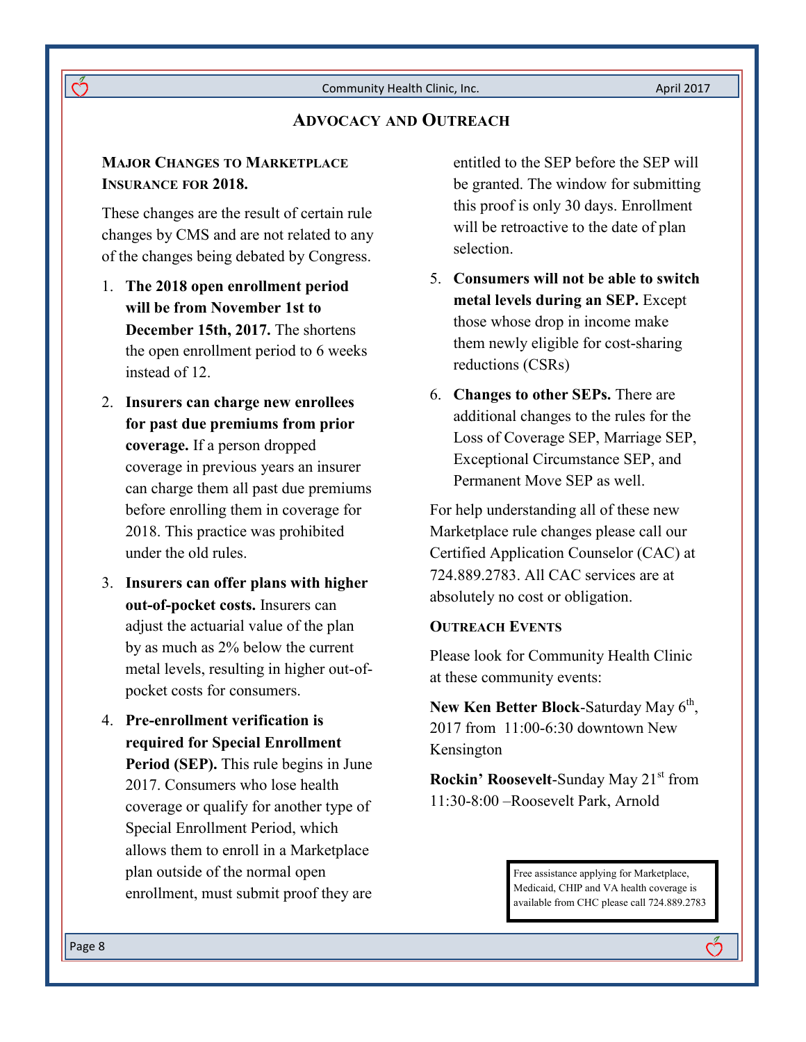## Advocacy and Outreach

### Major Changes to Marketplace Insurance for 2018.

These changes are the result of certain rule changes by CMS and are not related to any of the changes being debated by Congress.

1. **The 2018 open enrollment period will be from November 1st to December 15th, 2017.** The shortens the open enrollment period to 6 weeks instead of 12.
2. **Insurers can charge new enrollees for past due premiums from prior coverage.** If a person dropped coverage in previous years an insurer can charge them all past due premiums before enrolling them in coverage for 2018. This practice was prohibited under the old rules.
3. **Insurers can offer plans with higher out-of-pocket costs.** Insurers can adjust the actuarial value of the plan by as much as 2% below the current metal levels, resulting in higher out-of-pocket costs for consumers.
4. **Pre-enrollment verification is required for Special Enrollment Period (SEP).** This rule begins in June 2017. Consumers who lose health coverage or qualify for another type of Special Enrollment Period, which allows them to enroll in a Marketplace plan outside of the normal open enrollment, must submit proof they are entitled to the SEP before the SEP will be granted. The window for submitting this proof is only 30 days. Enrollment will be retroactive to the date of plan selection.
5. **Consumers will not be able to switch metal levels during an SEP.** Except those whose drop in income make them newly eligible for cost-sharing reductions (CSRs)
6. **Changes to other SEPs.** There are additional changes to the rules for the Loss of Coverage SEP, Marriage SEP, Exceptional Circumstance SEP, and Permanent Move SEP as well.

For help understanding all of these new Marketplace rule changes please call our Certified Application Counselor (CAC) at 724.889.2783. All CAC services are at absolutely no cost or obligation.

### Outreach Events

Please look for Community Health Clinic at these community events:

**New Ken Better Block**-Saturday May 6th, 2017 from 11:00-6:30 downtown New Kensington

**Rockin' Roosevelt**-Sunday May 21st from 11:30-8:00 –Roosevelt Park, Arnold

Free assistance applying for Marketplace, Medicaid, CHIP and VA health coverage is available from CHC please call 724.889.2783